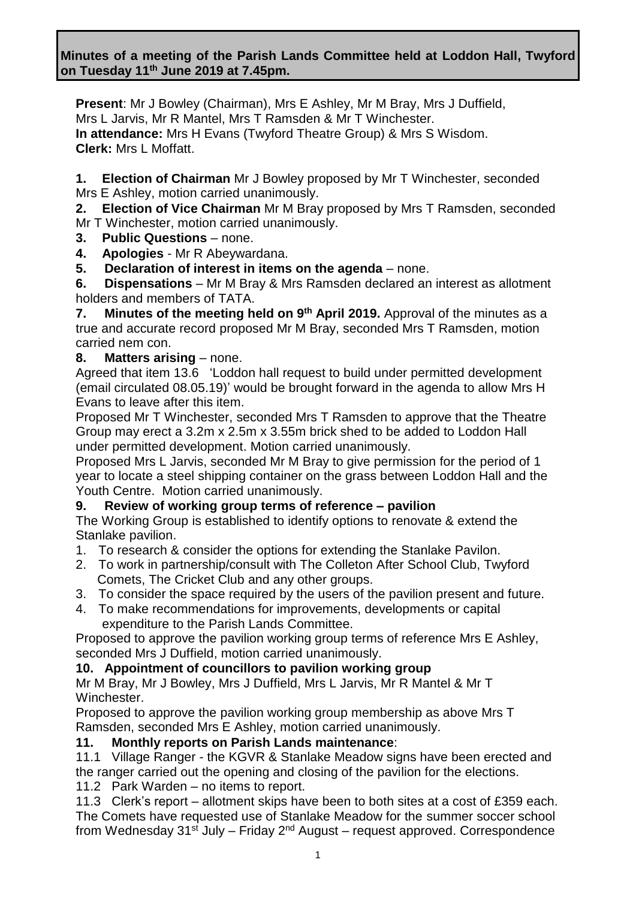**Minutes of a meeting of the Parish Lands Committee held at Loddon Hall, Twyford on Tuesday 11th June 2019 at 7.45pm.**

**Present**: Mr J Bowley (Chairman), Mrs E Ashley, Mr M Bray, Mrs J Duffield, Mrs L Jarvis, Mr R Mantel, Mrs T Ramsden & Mr T Winchester.
**In attendance:** Mrs H Evans (Twyford Theatre Group) & Mrs S Wisdom.
**Clerk:** Mrs L Moffatt.

**1. Election of Chairman** Mr J Bowley proposed by Mr T Winchester, seconded Mrs E Ashley, motion carried unanimously.

**2. Election of Vice Chairman** Mr M Bray proposed by Mrs T Ramsden, seconded Mr T Winchester, motion carried unanimously.

**3. Public Questions** – none.

**4. Apologies** - Mr R Abeywardana.

**5. Declaration of interest in items on the agenda** – none.

**6. Dispensations** – Mr M Bray & Mrs Ramsden declared an interest as allotment holders and members of TATA.

**7. Minutes of the meeting held on 9th April 2019.** Approval of the minutes as a true and accurate record proposed Mr M Bray, seconded Mrs T Ramsden, motion carried nem con.

**8. Matters arising** – none.

Agreed that item 13.6 'Loddon hall request to build under permitted development (email circulated 08.05.19)' would be brought forward in the agenda to allow Mrs H Evans to leave after this item.

Proposed Mr T Winchester, seconded Mrs T Ramsden to approve that the Theatre Group may erect a 3.2m x 2.5m x 3.55m brick shed to be added to Loddon Hall under permitted development. Motion carried unanimously.

Proposed Mrs L Jarvis, seconded Mr M Bray to give permission for the period of 1 year to locate a steel shipping container on the grass between Loddon Hall and the Youth Centre. Motion carried unanimously.

**9. Review of working group terms of reference – pavilion**

The Working Group is established to identify options to renovate & extend the Stanlake pavilion.

1. To research & consider the options for extending the Stanlake Pavilon.
2. To work in partnership/consult with The Colleton After School Club, Twyford Comets, The Cricket Club and any other groups.
3. To consider the space required by the users of the pavilion present and future.
4. To make recommendations for improvements, developments or capital expenditure to the Parish Lands Committee.

Proposed to approve the pavilion working group terms of reference Mrs E Ashley, seconded Mrs J Duffield, motion carried unanimously.

**10. Appointment of councillors to pavilion working group**

Mr M Bray, Mr J Bowley, Mrs J Duffield, Mrs L Jarvis, Mr R Mantel & Mr T Winchester.

Proposed to approve the pavilion working group membership as above Mrs T Ramsden, seconded Mrs E Ashley, motion carried unanimously.

**11. Monthly reports on Parish Lands maintenance**:

11.1 Village Ranger - the KGVR & Stanlake Meadow signs have been erected and the ranger carried out the opening and closing of the pavilion for the elections.

11.2 Park Warden – no items to report.

11.3 Clerk's report – allotment skips have been to both sites at a cost of £359 each. The Comets have requested use of Stanlake Meadow for the summer soccer school from Wednesday 31st July – Friday 2nd August – request approved. Correspondence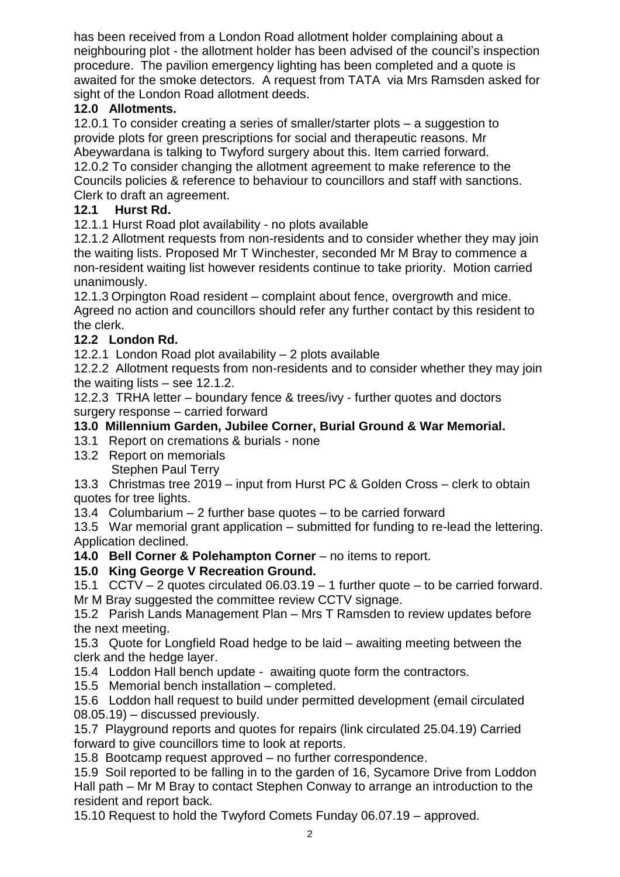has been received from a London Road allotment holder complaining about a neighbouring plot - the allotment holder has been advised of the council's inspection procedure. The pavilion emergency lighting has been completed and a quote is awaited for the smoke detectors. A request from TATA via Mrs Ramsden asked for sight of the London Road allotment deeds.

**12.0 Allotments.**

12.0.1 To consider creating a series of smaller/starter plots – a suggestion to provide plots for green prescriptions for social and therapeutic reasons. Mr Abeywardana is talking to Twyford surgery about this. Item carried forward.

12.0.2 To consider changing the allotment agreement to make reference to the Councils policies & reference to behaviour to councillors and staff with sanctions. Clerk to draft an agreement.

**12.1 Hurst Rd.**

12.1.1 Hurst Road plot availability - no plots available

12.1.2 Allotment requests from non-residents and to consider whether they may join the waiting lists. Proposed Mr T Winchester, seconded Mr M Bray to commence a non-resident waiting list however residents continue to take priority. Motion carried unanimously.

12.1.3 Orpington Road resident – complaint about fence, overgrowth and mice. Agreed no action and councillors should refer any further contact by this resident to the clerk.

**12.2 London Rd.**

12.2.1 London Road plot availability – 2 plots available

12.2.2 Allotment requests from non-residents and to consider whether they may join the waiting lists – see 12.1.2.

12.2.3 TRHA letter – boundary fence & trees/ivy - further quotes and doctors surgery response – carried forward

**13.0 Millennium Garden, Jubilee Corner, Burial Ground & War Memorial.**

13.1 Report on cremations & burials - none

13.2 Report on memorials
Stephen Paul Terry

13.3 Christmas tree 2019 – input from Hurst PC & Golden Cross – clerk to obtain quotes for tree lights.

13.4 Columbarium – 2 further base quotes – to be carried forward

13.5 War memorial grant application – submitted for funding to re-lead the lettering. Application declined.

**14.0 Bell Corner & Polehampton Corner** – no items to report.

**15.0 King George V Recreation Ground.**

15.1 CCTV – 2 quotes circulated 06.03.19 – 1 further quote – to be carried forward. Mr M Bray suggested the committee review CCTV signage.

15.2 Parish Lands Management Plan – Mrs T Ramsden to review updates before the next meeting.

15.3 Quote for Longfield Road hedge to be laid – awaiting meeting between the clerk and the hedge layer.

15.4 Loddon Hall bench update - awaiting quote form the contractors.

15.5 Memorial bench installation – completed.

15.6 Loddon hall request to build under permitted development (email circulated 08.05.19) – discussed previously.

15.7 Playground reports and quotes for repairs (link circulated 25.04.19) Carried forward to give councillors time to look at reports.

15.8 Bootcamp request approved – no further correspondence.

15.9 Soil reported to be falling in to the garden of 16, Sycamore Drive from Loddon Hall path – Mr M Bray to contact Stephen Conway to arrange an introduction to the resident and report back.

15.10 Request to hold the Twyford Comets Funday 06.07.19 – approved.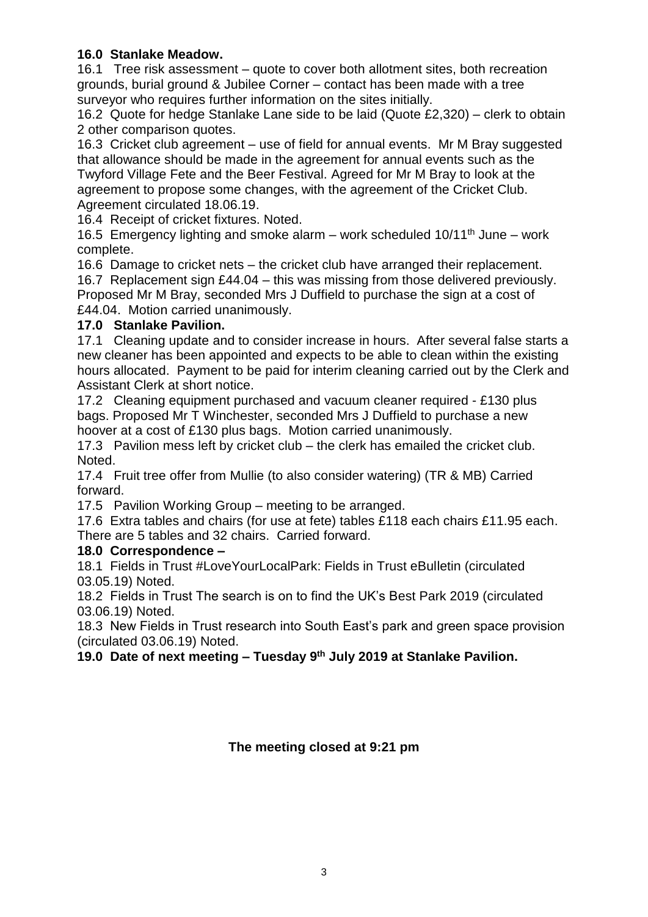**16.0 Stanlake Meadow.**

16.1 Tree risk assessment – quote to cover both allotment sites, both recreation grounds, burial ground & Jubilee Corner – contact has been made with a tree surveyor who requires further information on the sites initially.

16.2 Quote for hedge Stanlake Lane side to be laid (Quote £2,320) – clerk to obtain 2 other comparison quotes.

16.3 Cricket club agreement – use of field for annual events. Mr M Bray suggested that allowance should be made in the agreement for annual events such as the Twyford Village Fete and the Beer Festival. Agreed for Mr M Bray to look at the agreement to propose some changes, with the agreement of the Cricket Club. Agreement circulated 18.06.19.

16.4 Receipt of cricket fixtures. Noted.

16.5 Emergency lighting and smoke alarm – work scheduled 10/11th June – work complete.

16.6 Damage to cricket nets – the cricket club have arranged their replacement.

16.7 Replacement sign £44.04 – this was missing from those delivered previously. Proposed Mr M Bray, seconded Mrs J Duffield to purchase the sign at a cost of £44.04. Motion carried unanimously.

**17.0 Stanlake Pavilion.**

17.1 Cleaning update and to consider increase in hours. After several false starts a new cleaner has been appointed and expects to be able to clean within the existing hours allocated. Payment to be paid for interim cleaning carried out by the Clerk and Assistant Clerk at short notice.

17.2 Cleaning equipment purchased and vacuum cleaner required - £130 plus bags. Proposed Mr T Winchester, seconded Mrs J Duffield to purchase a new hoover at a cost of £130 plus bags. Motion carried unanimously.

17.3 Pavilion mess left by cricket club – the clerk has emailed the cricket club. Noted.

17.4 Fruit tree offer from Mullie (to also consider watering) (TR & MB) Carried forward.

17.5 Pavilion Working Group – meeting to be arranged.

17.6 Extra tables and chairs (for use at fete) tables £118 each chairs £11.95 each. There are 5 tables and 32 chairs. Carried forward.

**18.0 Correspondence –**

18.1 Fields in Trust #LoveYourLocalPark: Fields in Trust eBulletin (circulated 03.05.19) Noted.

18.2 Fields in Trust The search is on to find the UK's Best Park 2019 (circulated 03.06.19) Noted.

18.3 New Fields in Trust research into South East's park and green space provision (circulated 03.06.19) Noted.

**19.0 Date of next meeting – Tuesday 9th July 2019 at Stanlake Pavilion.**

**The meeting closed at 9:21 pm**